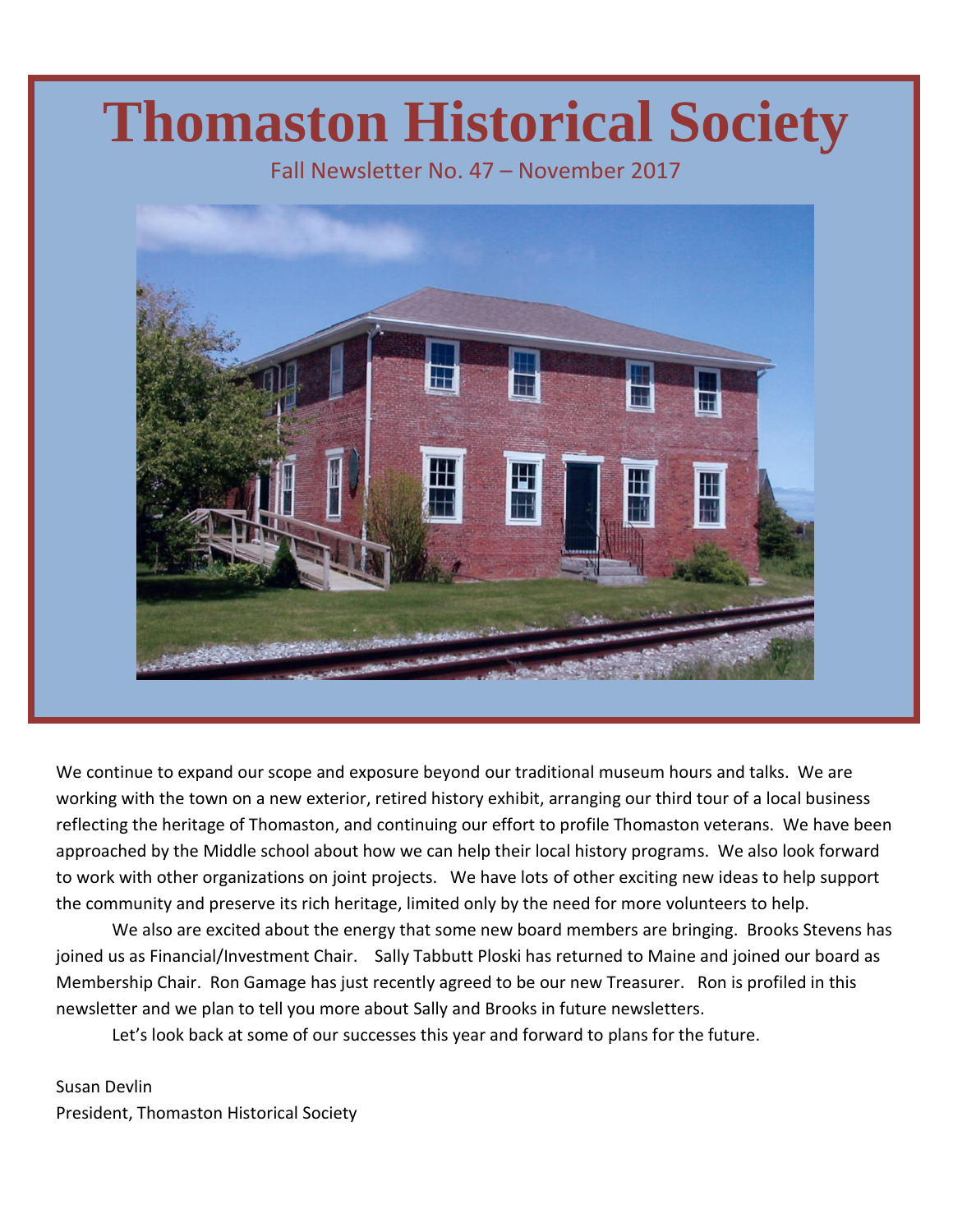# Thomaston Historical Society

Fall Newsletter No. 47 – November 2017

We continue to expand our scope and exposure beyond our traditional museum hours and talks. We are working with the town on a new exterior, retired history exhibit, arranging our third tour of a local business reflecting the heritage of Thomaston, and continuing our effort to profile Thomaston veterans. We have been approached by the Middle school about how we can help their local history programs. We also look forward to work with other organizations on joint projects. We have lots of other exciting new ideas to help support the community and preserve its rich heritage, limited only by the need for more volunteers to help.

We also are excited about the energy that some new board members are bringing. Brooks Stevens has joined us as Financial/Investment Chair. Sally Tabbutt Ploski has returned to Maine and joined our board as Membership Chair. Ron Gamage has just recently agreed to be our new Treasurer. Ron is profiled in this newsletter and we plan to tell you more about Sally and Brooks in future newsletters.

Let's look back at some of our successes this year and forward to plans for the future.

Susan Devlin
President, Thomaston Historical Society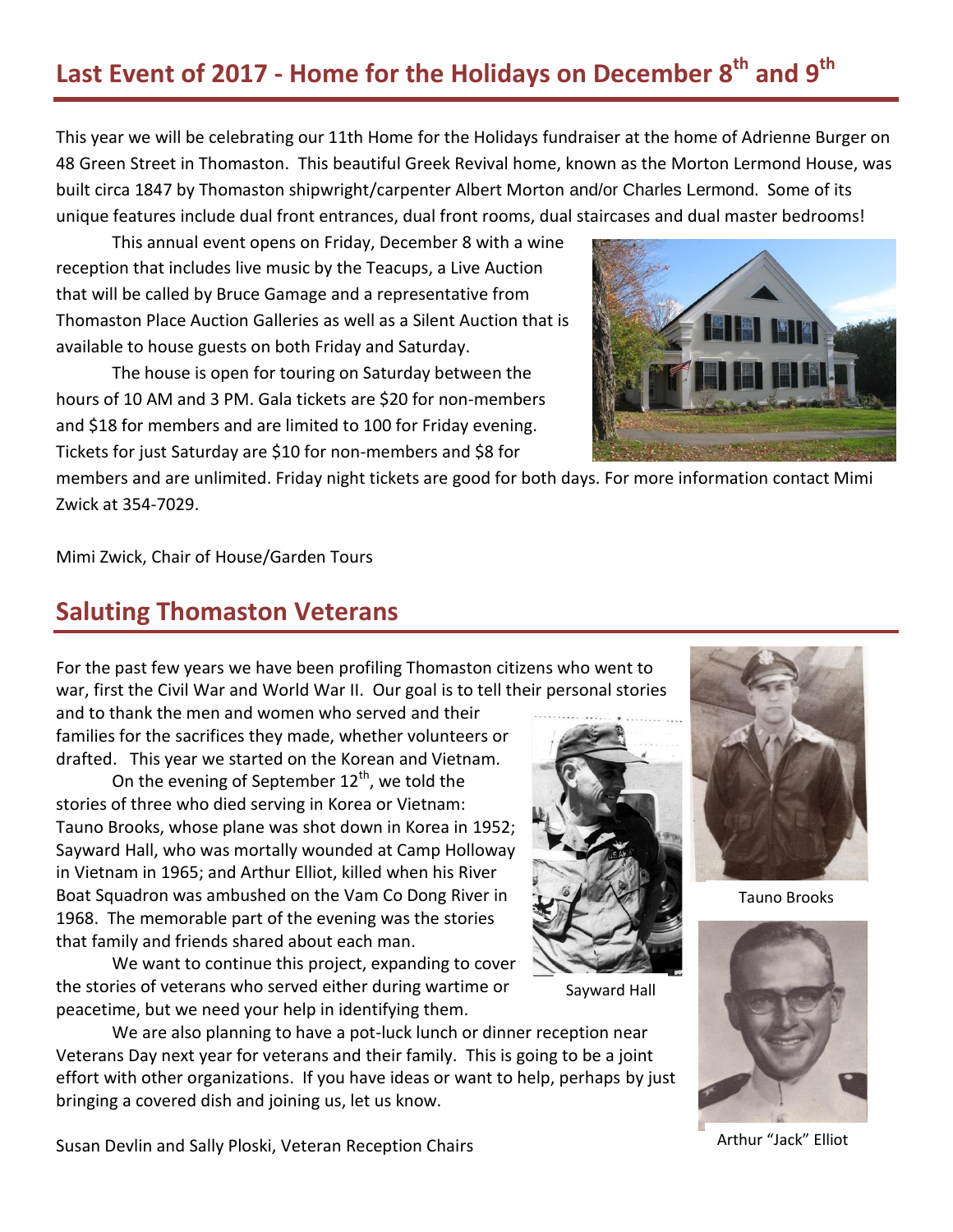## Last Event of 2017 - Home for the Holidays on December 8th and 9th

This year we will be celebrating our 11th Home for the Holidays fundraiser at the home of Adrienne Burger on 48 Green Street in Thomaston. This beautiful Greek Revival home, known as the Morton Lermond House, was built circa 1847 by Thomaston shipwright/carpenter Albert Morton and/or Charles Lermond. Some of its unique features include dual front entrances, dual front rooms, dual staircases and dual master bedrooms!

This annual event opens on Friday, December 8 with a wine reception that includes live music by the Teacups, a Live Auction that will be called by Bruce Gamage and a representative from Thomaston Place Auction Galleries as well as a Silent Auction that is available to house guests on both Friday and Saturday.

The house is open for touring on Saturday between the hours of 10 AM and 3 PM. Gala tickets are $20 for non-members and $18 for members and are limited to 100 for Friday evening. Tickets for just Saturday are $10 for non-members and $8 for members and are unlimited. Friday night tickets are good for both days. For more information contact Mimi Zwick at 354-7029.

Mimi Zwick, Chair of House/Garden Tours

## Saluting Thomaston Veterans

For the past few years we have been profiling Thomaston citizens who went to war, first the Civil War and World War II. Our goal is to tell their personal stories and to thank the men and women who served and their families for the sacrifices they made, whether volunteers or drafted. This year we started on the Korean and Vietnam.

On the evening of September 12th, we told the stories of three who died serving in Korea or Vietnam: Tauno Brooks, whose plane was shot down in Korea in 1952; Sayward Hall, who was mortally wounded at Camp Holloway in Vietnam in 1965; and Arthur Elliot, killed when his River Boat Squadron was ambushed on the Vam Co Dong River in 1968. The memorable part of the evening was the stories that family and friends shared about each man.

We want to continue this project, expanding to cover the stories of veterans who served either during wartime or peacetime, but we need your help in identifying them.

We are also planning to have a pot-luck lunch or dinner reception near Veterans Day next year for veterans and their family. This is going to be a joint effort with other organizations. If you have ideas or want to help, perhaps by just bringing a covered dish and joining us, let us know.

Sayward Hall

Tauno Brooks

Arthur "Jack" Elliot

Susan Devlin and Sally Ploski, Veteran Reception Chairs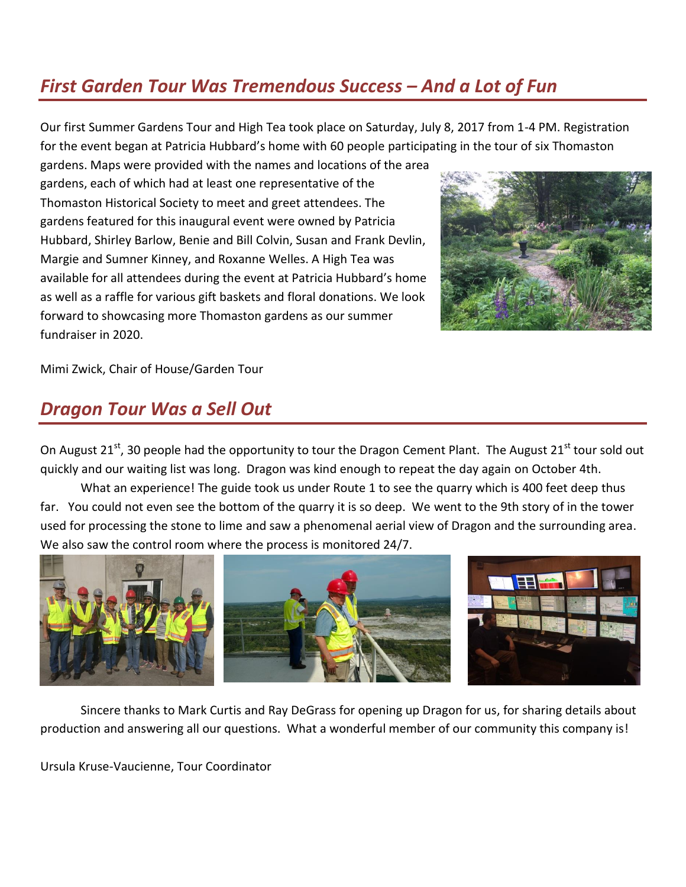## *First Garden Tour Was Tremendous Success – And a Lot of Fun*

Our first Summer Gardens Tour and High Tea took place on Saturday, July 8, 2017 from 1-4 PM. Registration for the event began at Patricia Hubbard's home with 60 people participating in the tour of six Thomaston gardens. Maps were provided with the names and locations of the area gardens, each of which had at least one representative of the Thomaston Historical Society to meet and greet attendees. The gardens featured for this inaugural event were owned by Patricia Hubbard, Shirley Barlow, Benie and Bill Colvin, Susan and Frank Devlin, Margie and Sumner Kinney, and Roxanne Welles. A High Tea was available for all attendees during the event at Patricia Hubbard's home as well as a raffle for various gift baskets and floral donations. We look forward to showcasing more Thomaston gardens as our summer fundraiser in 2020.

Mimi Zwick, Chair of House/Garden Tour

## *Dragon Tour Was a Sell Out*

On August 21st, 30 people had the opportunity to tour the Dragon Cement Plant. The August 21st tour sold out quickly and our waiting list was long. Dragon was kind enough to repeat the day again on October 4th.

What an experience! The guide took us under Route 1 to see the quarry which is 400 feet deep thus far. You could not even see the bottom of the quarry it is so deep. We went to the 9th story of in the tower used for processing the stone to lime and saw a phenomenal aerial view of Dragon and the surrounding area. We also saw the control room where the process is monitored 24/7.

Sincere thanks to Mark Curtis and Ray DeGrass for opening up Dragon for us, for sharing details about production and answering all our questions. What a wonderful member of our community this company is!

Ursula Kruse-Vaucienne, Tour Coordinator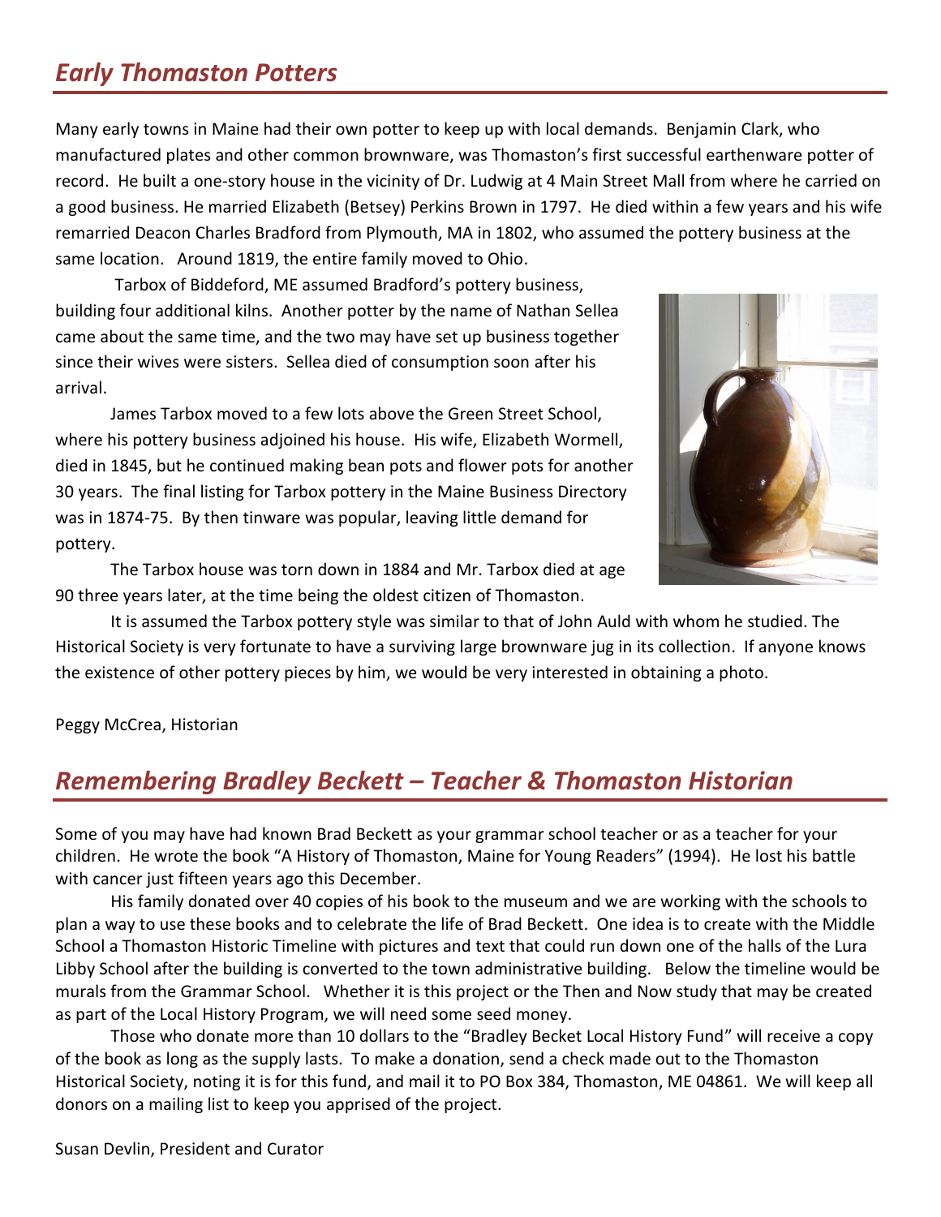## *Early Thomaston Potters*

Many early towns in Maine had their own potter to keep up with local demands. Benjamin Clark, who manufactured plates and other common brownware, was Thomaston's first successful earthenware potter of record. He built a one-story house in the vicinity of Dr. Ludwig at 4 Main Street Mall from where he carried on a good business. He married Elizabeth (Betsey) Perkins Brown in 1797. He died within a few years and his wife remarried Deacon Charles Bradford from Plymouth, MA in 1802, who assumed the pottery business at the same location. Around 1819, the entire family moved to Ohio.

Tarbox of Biddeford, ME assumed Bradford's pottery business, building four additional kilns. Another potter by the name of Nathan Sellea came about the same time, and the two may have set up business together since their wives were sisters. Sellea died of consumption soon after his arrival.

James Tarbox moved to a few lots above the Green Street School, where his pottery business adjoined his house. His wife, Elizabeth Wormell, died in 1845, but he continued making bean pots and flower pots for another 30 years. The final listing for Tarbox pottery in the Maine Business Directory was in 1874-75. By then tinware was popular, leaving little demand for pottery.

The Tarbox house was torn down in 1884 and Mr. Tarbox died at age 90 three years later, at the time being the oldest citizen of Thomaston.

It is assumed the Tarbox pottery style was similar to that of John Auld with whom he studied. The Historical Society is very fortunate to have a surviving large brownware jug in its collection. If anyone knows the existence of other pottery pieces by him, we would be very interested in obtaining a photo.

Peggy McCrea, Historian

## *Remembering Bradley Beckett – Teacher & Thomaston Historian*

Some of you may have had known Brad Beckett as your grammar school teacher or as a teacher for your children. He wrote the book "A History of Thomaston, Maine for Young Readers" (1994). He lost his battle with cancer just fifteen years ago this December.

His family donated over 40 copies of his book to the museum and we are working with the schools to plan a way to use these books and to celebrate the life of Brad Beckett. One idea is to create with the Middle School a Thomaston Historic Timeline with pictures and text that could run down one of the halls of the Lura Libby School after the building is converted to the town administrative building. Below the timeline would be murals from the Grammar School. Whether it is this project or the Then and Now study that may be created as part of the Local History Program, we will need some seed money.

Those who donate more than 10 dollars to the "Bradley Becket Local History Fund" will receive a copy of the book as long as the supply lasts. To make a donation, send a check made out to the Thomaston Historical Society, noting it is for this fund, and mail it to PO Box 384, Thomaston, ME 04861. We will keep all donors on a mailing list to keep you apprised of the project.

Susan Devlin, President and Curator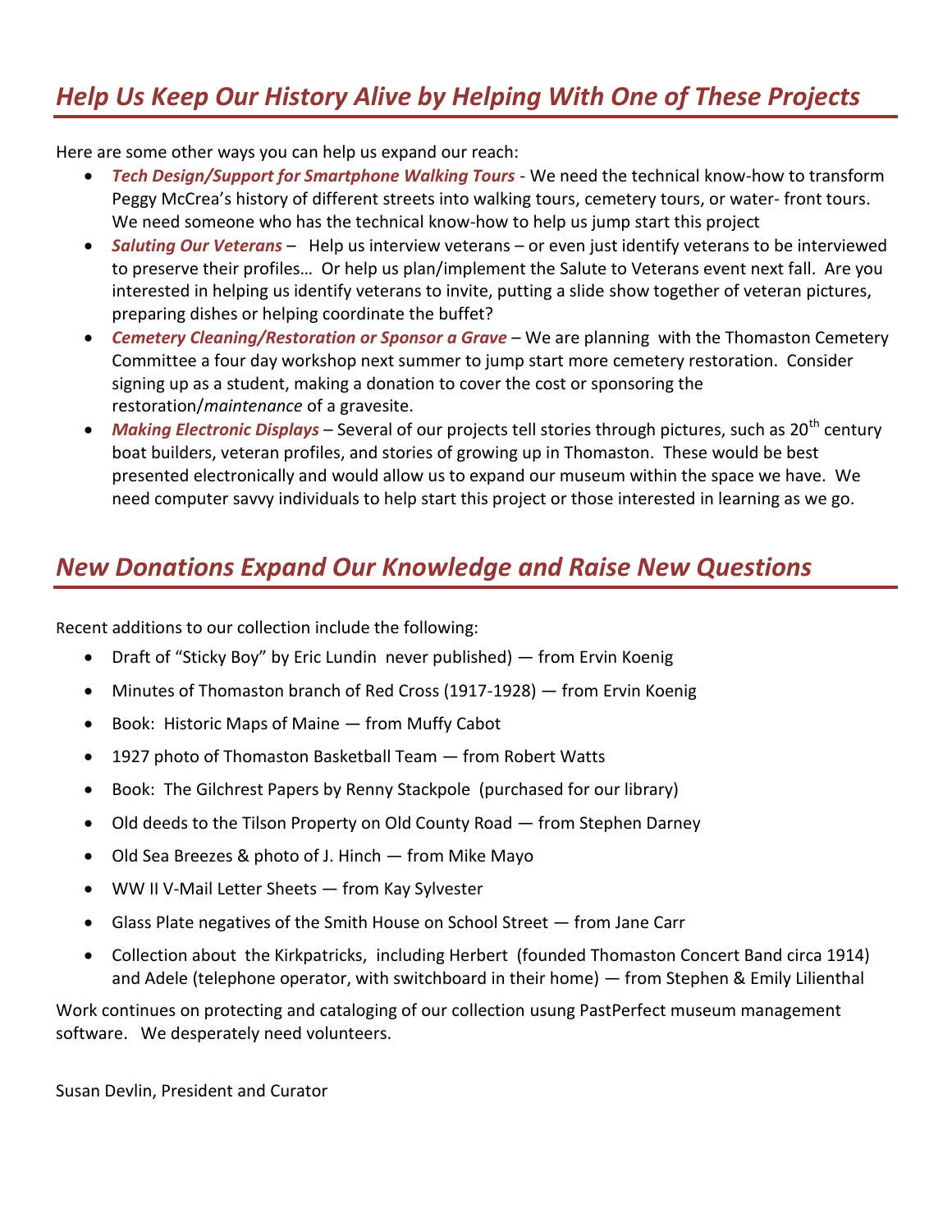## *Help Us Keep Our History Alive by Helping With One of These Projects*

Here are some other ways you can help us expand our reach:

- ***Tech Design/Support for Smartphone Walking Tours*** - We need the technical know-how to transform Peggy McCrea's history of different streets into walking tours, cemetery tours, or water- front tours. We need someone who has the technical know-how to help us jump start this project
- ***Saluting Our Veterans*** – Help us interview veterans – or even just identify veterans to be interviewed to preserve their profiles… Or help us plan/implement the Salute to Veterans event next fall. Are you interested in helping us identify veterans to invite, putting a slide show together of veteran pictures, preparing dishes or helping coordinate the buffet?
- ***Cemetery Cleaning/Restoration or Sponsor a Grave*** – We are planning with the Thomaston Cemetery Committee a four day workshop next summer to jump start more cemetery restoration. Consider signing up as a student, making a donation to cover the cost or sponsoring the restoration/*maintenance* of a gravesite.
- ***Making Electronic Displays*** – Several of our projects tell stories through pictures, such as 20th century boat builders, veteran profiles, and stories of growing up in Thomaston. These would be best presented electronically and would allow us to expand our museum within the space we have. We need computer savvy individuals to help start this project or those interested in learning as we go.

## *New Donations Expand Our Knowledge and Raise New Questions*

Recent additions to our collection include the following:

- Draft of "Sticky Boy" by Eric Lundin never published) — from Ervin Koenig
- Minutes of Thomaston branch of Red Cross (1917-1928) — from Ervin Koenig
- Book: Historic Maps of Maine — from Muffy Cabot
- 1927 photo of Thomaston Basketball Team — from Robert Watts
- Book: The Gilchrest Papers by Renny Stackpole (purchased for our library)
- Old deeds to the Tilson Property on Old County Road — from Stephen Darney
- Old Sea Breezes & photo of J. Hinch — from Mike Mayo
- WW II V-Mail Letter Sheets — from Kay Sylvester
- Glass Plate negatives of the Smith House on School Street — from Jane Carr
- Collection about the Kirkpatricks, including Herbert (founded Thomaston Concert Band circa 1914) and Adele (telephone operator, with switchboard in their home) — from Stephen & Emily Lilienthal

Work continues on protecting and cataloging of our collection usung PastPerfect museum management software. We desperately need volunteers.

Susan Devlin, President and Curator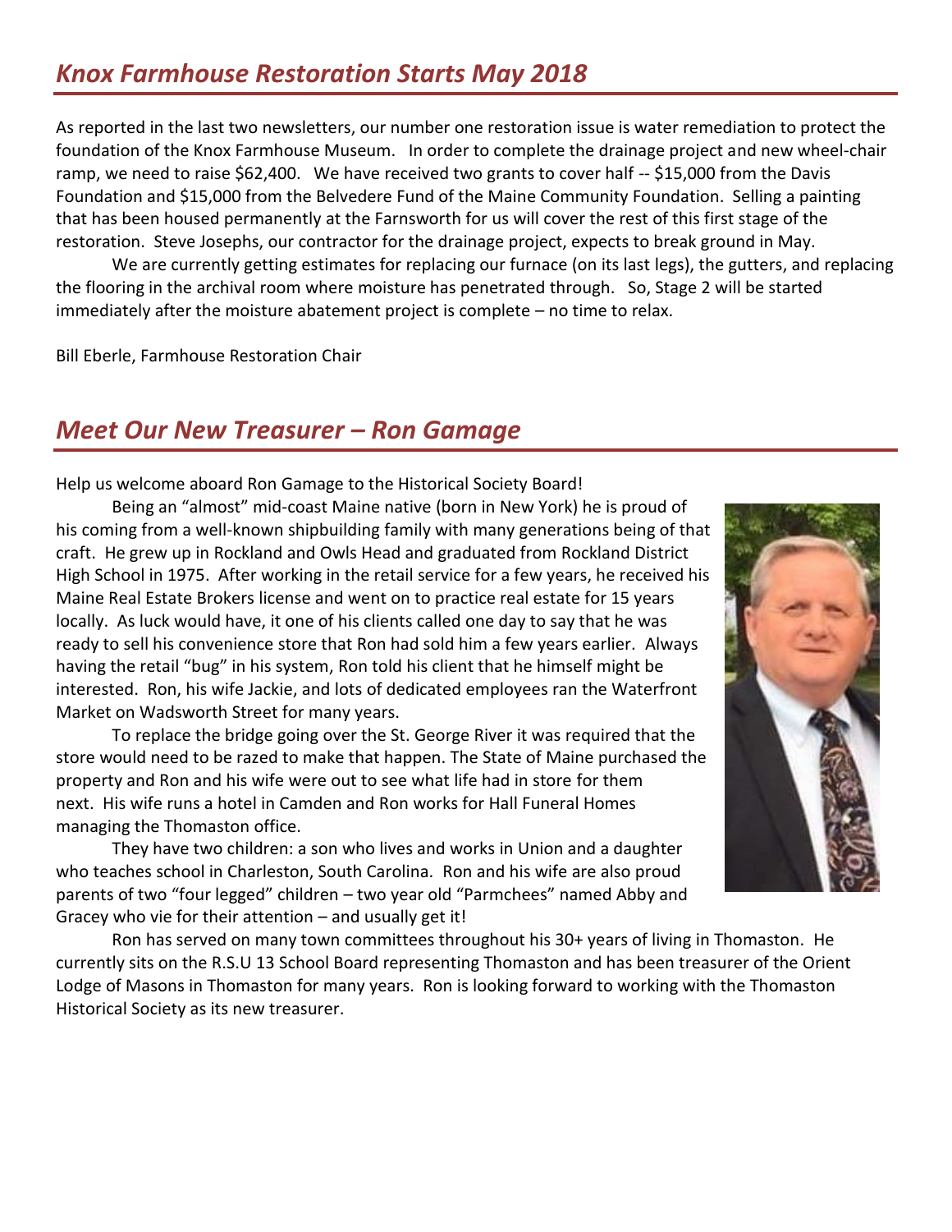## *Knox Farmhouse Restoration Starts May 2018*

As reported in the last two newsletters, our number one restoration issue is water remediation to protect the foundation of the Knox Farmhouse Museum. In order to complete the drainage project and new wheel-chair ramp, we need to raise $62,400. We have received two grants to cover half -- $15,000 from the Davis Foundation and $15,000 from the Belvedere Fund of the Maine Community Foundation. Selling a painting that has been housed permanently at the Farnsworth for us will cover the rest of this first stage of the restoration. Steve Josephs, our contractor for the drainage project, expects to break ground in May.

We are currently getting estimates for replacing our furnace (on its last legs), the gutters, and replacing the flooring in the archival room where moisture has penetrated through. So, Stage 2 will be started immediately after the moisture abatement project is complete – no time to relax.

Bill Eberle, Farmhouse Restoration Chair

## *Meet Our New Treasurer – Ron Gamage*

Help us welcome aboard Ron Gamage to the Historical Society Board!

Being an "almost" mid-coast Maine native (born in New York) he is proud of his coming from a well-known shipbuilding family with many generations being of that craft. He grew up in Rockland and Owls Head and graduated from Rockland District High School in 1975. After working in the retail service for a few years, he received his Maine Real Estate Brokers license and went on to practice real estate for 15 years locally. As luck would have, it one of his clients called one day to say that he was ready to sell his convenience store that Ron had sold him a few years earlier. Always having the retail "bug" in his system, Ron told his client that he himself might be interested. Ron, his wife Jackie, and lots of dedicated employees ran the Waterfront Market on Wadsworth Street for many years.

To replace the bridge going over the St. George River it was required that the store would need to be razed to make that happen. The State of Maine purchased the property and Ron and his wife were out to see what life had in store for them next. His wife runs a hotel in Camden and Ron works for Hall Funeral Homes managing the Thomaston office.

They have two children: a son who lives and works in Union and a daughter who teaches school in Charleston, South Carolina. Ron and his wife are also proud parents of two "four legged" children – two year old "Parmchees" named Abby and Gracey who vie for their attention – and usually get it!

Ron has served on many town committees throughout his 30+ years of living in Thomaston. He currently sits on the R.S.U 13 School Board representing Thomaston and has been treasurer of the Orient Lodge of Masons in Thomaston for many years. Ron is looking forward to working with the Thomaston Historical Society as its new treasurer.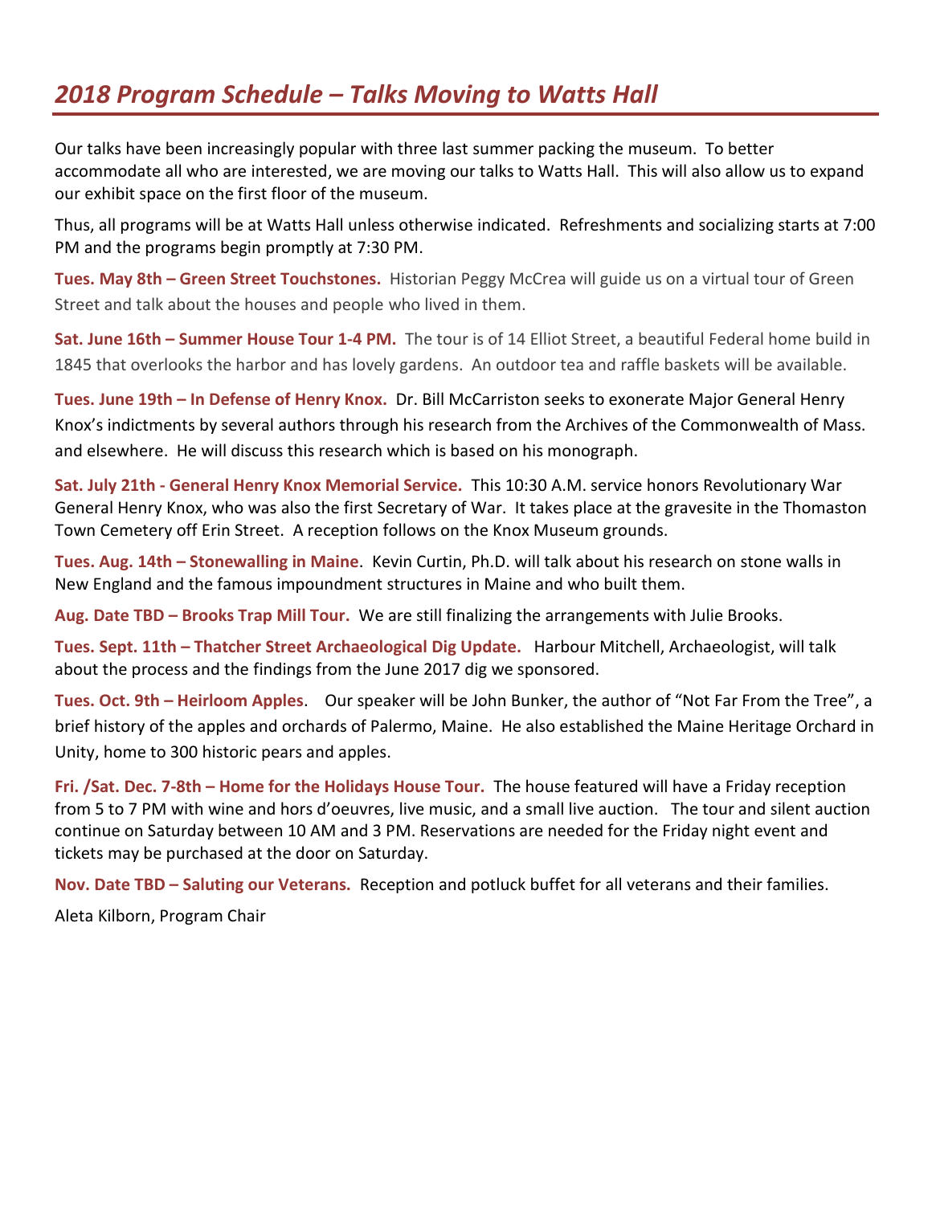## *2018 Program Schedule – Talks Moving to Watts Hall*

Our talks have been increasingly popular with three last summer packing the museum. To better accommodate all who are interested, we are moving our talks to Watts Hall. This will also allow us to expand our exhibit space on the first floor of the museum.

Thus, all programs will be at Watts Hall unless otherwise indicated. Refreshments and socializing starts at 7:00 PM and the programs begin promptly at 7:30 PM.

**Tues. May 8th – Green Street Touchstones.** Historian Peggy McCrea will guide us on a virtual tour of Green Street and talk about the houses and people who lived in them.

**Sat. June 16th – Summer House Tour 1-4 PM.** The tour is of 14 Elliot Street, a beautiful Federal home build in 1845 that overlooks the harbor and has lovely gardens. An outdoor tea and raffle baskets will be available.

**Tues. June 19th – In Defense of Henry Knox.** Dr. Bill McCarriston seeks to exonerate Major General Henry Knox's indictments by several authors through his research from the Archives of the Commonwealth of Mass. and elsewhere. He will discuss this research which is based on his monograph.

**Sat. July 21th - General Henry Knox Memorial Service.** This 10:30 A.M. service honors Revolutionary War General Henry Knox, who was also the first Secretary of War. It takes place at the gravesite in the Thomaston Town Cemetery off Erin Street. A reception follows on the Knox Museum grounds.

**Tues. Aug. 14th – Stonewalling in Maine**. Kevin Curtin, Ph.D. will talk about his research on stone walls in New England and the famous impoundment structures in Maine and who built them.

**Aug. Date TBD – Brooks Trap Mill Tour.** We are still finalizing the arrangements with Julie Brooks.

**Tues. Sept. 11th – Thatcher Street Archaeological Dig Update.** Harbour Mitchell, Archaeologist, will talk about the process and the findings from the June 2017 dig we sponsored.

**Tues. Oct. 9th – Heirloom Apples**. Our speaker will be John Bunker, the author of "Not Far From the Tree", a brief history of the apples and orchards of Palermo, Maine. He also established the Maine Heritage Orchard in Unity, home to 300 historic pears and apples.

**Fri. /Sat. Dec. 7-8th – Home for the Holidays House Tour.** The house featured will have a Friday reception from 5 to 7 PM with wine and hors d'oeuvres, live music, and a small live auction. The tour and silent auction continue on Saturday between 10 AM and 3 PM. Reservations are needed for the Friday night event and tickets may be purchased at the door on Saturday.

**Nov. Date TBD – Saluting our Veterans.** Reception and potluck buffet for all veterans and their families.

Aleta Kilborn, Program Chair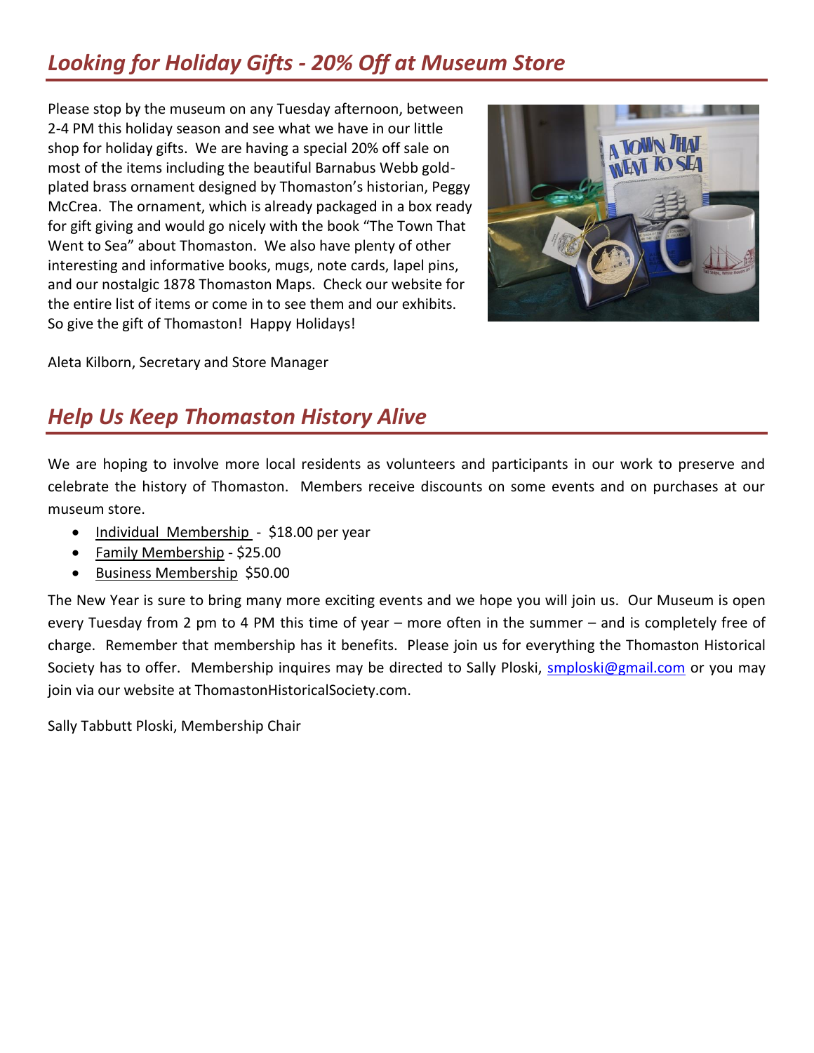## *Looking for Holiday Gifts - 20% Off at Museum Store*

Please stop by the museum on any Tuesday afternoon, between 2-4 PM this holiday season and see what we have in our little shop for holiday gifts. We are having a special 20% off sale on most of the items including the beautiful Barnabus Webb gold-plated brass ornament designed by Thomaston's historian, Peggy McCrea. The ornament, which is already packaged in a box ready for gift giving and would go nicely with the book "The Town That Went to Sea" about Thomaston. We also have plenty of other interesting and informative books, mugs, note cards, lapel pins, and our nostalgic 1878 Thomaston Maps. Check our website for the entire list of items or come in to see them and our exhibits. So give the gift of Thomaston! Happy Holidays!

Aleta Kilborn, Secretary and Store Manager

## *Help Us Keep Thomaston History Alive*

We are hoping to involve more local residents as volunteers and participants in our work to preserve and celebrate the history of Thomaston. Members receive discounts on some events and on purchases at our museum store.

- Individual Membership - $18.00 per year
- Family Membership - $25.00
- Business Membership $50.00

The New Year is sure to bring many more exciting events and we hope you will join us. Our Museum is open every Tuesday from 2 pm to 4 PM this time of year – more often in the summer – and is completely free of charge. Remember that membership has it benefits. Please join us for everything the Thomaston Historical Society has to offer. Membership inquires may be directed to Sally Ploski, smploski@gmail.com or you may join via our website at ThomastonHistoricalSociety.com.

Sally Tabbutt Ploski, Membership Chair